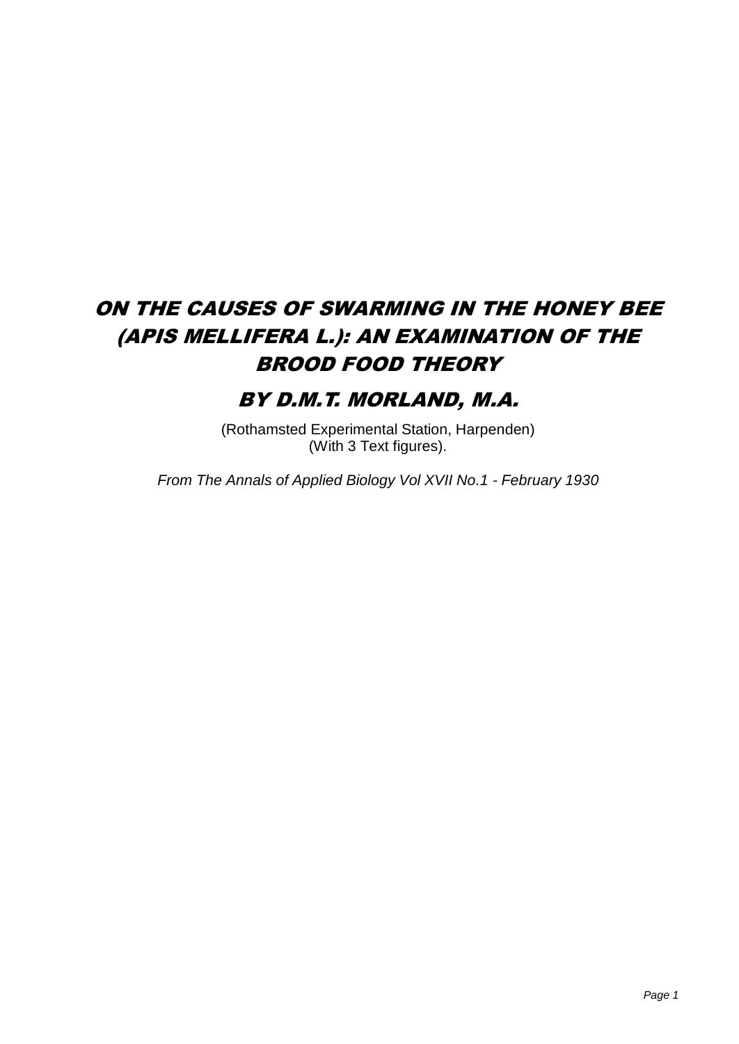# *ON THE CAUSES OF SWARMING IN THE HONEY BEE (APIS MELLIFERA L.): AN EXAMINATION OF THE BROOD FOOD THEORY*

## *BY D.M.T. MORLAND, M.A.*

(Rothamsted Experimental Station, Harpenden)
(With 3 Text figures).

*From The Annals of Applied Biology Vol XVII No.1 - February 1930*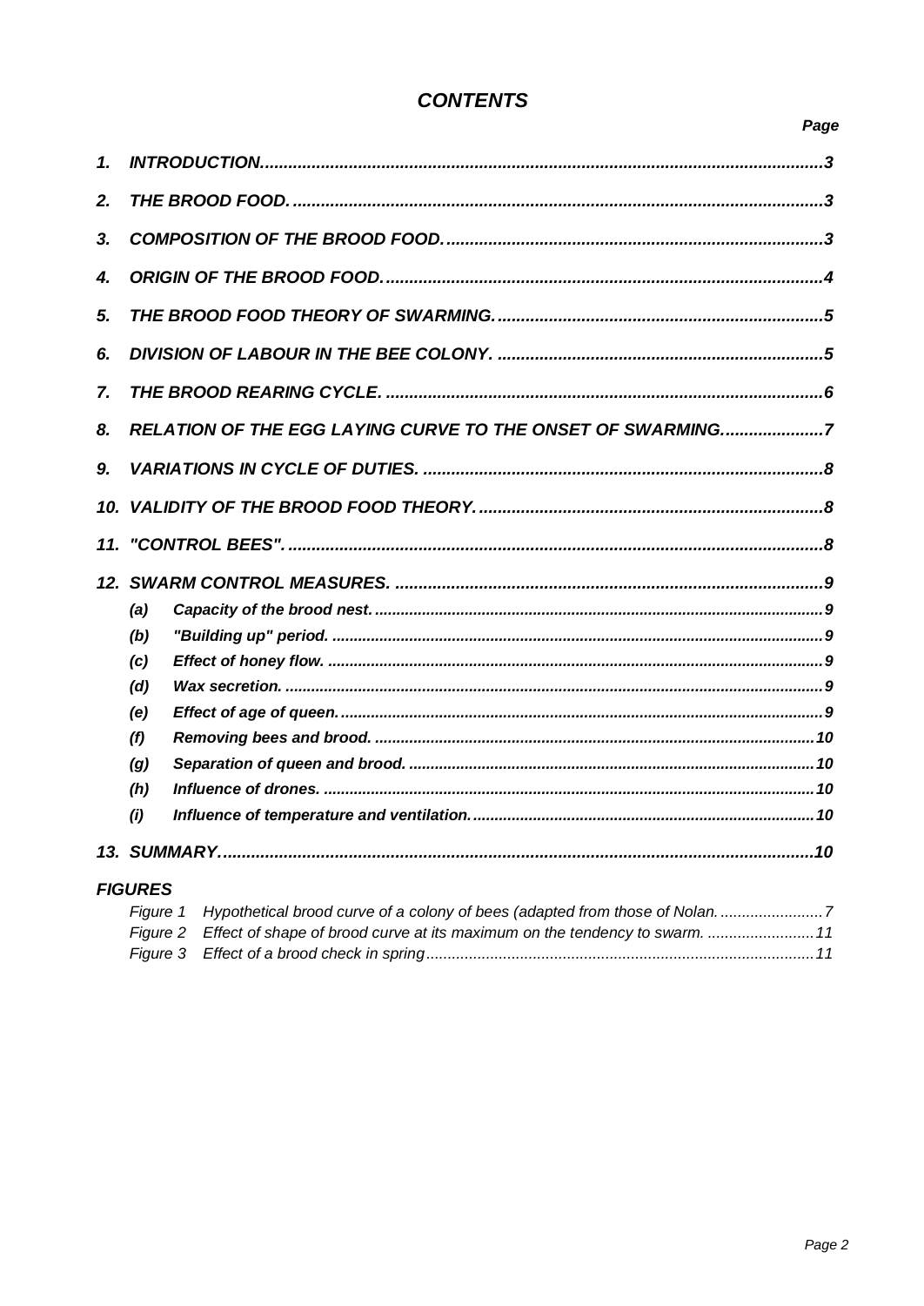# *CONTENTS*

| | | Page |
|---|---|---|
| 1. | INTRODUCTION. | 3 |
| 2. | THE BROOD FOOD. | 3 |
| 3. | COMPOSITION OF THE BROOD FOOD. | 3 |
| 4. | ORIGIN OF THE BROOD FOOD. | 4 |
| 5. | THE BROOD FOOD THEORY OF SWARMING. | 5 |
| 6. | DIVISION OF LABOUR IN THE BEE COLONY. | 5 |
| 7. | THE BROOD REARING CYCLE. | 6 |
| 8. | RELATION OF THE EGG LAYING CURVE TO THE ONSET OF SWARMING. | 7 |
| 9. | VARIATIONS IN CYCLE OF DUTIES. | 8 |
| 10. | VALIDITY OF THE BROOD FOOD THEORY. | 8 |
| 11. | "CONTROL BEES". | 8 |
| 12. | SWARM CONTROL MEASURES. | 9 |
| (a) | Capacity of the brood nest. | 9 |
| (b) | "Building up" period. | 9 |
| (c) | Effect of honey flow. | 9 |
| (d) | Wax secretion. | 9 |
| (e) | Effect of age of queen. | 9 |
| (f) | Removing bees and brood. | 10 |
| (g) | Separation of queen and brood. | 10 |
| (h) | Influence of drones. | 10 |
| (i) | Influence of temperature and ventilation. | 10 |
| 13. | SUMMARY. | 10 |

***FIGURES***

| | | |
|---|---|---|
| Figure 1 | Hypothetical brood curve of a colony of bees (adapted from those of Nolan. | 7 |
| Figure 2 | Effect of shape of brood curve at its maximum on the tendency to swarm. | 11 |
| Figure 3 | Effect of a brood check in spring | 11 |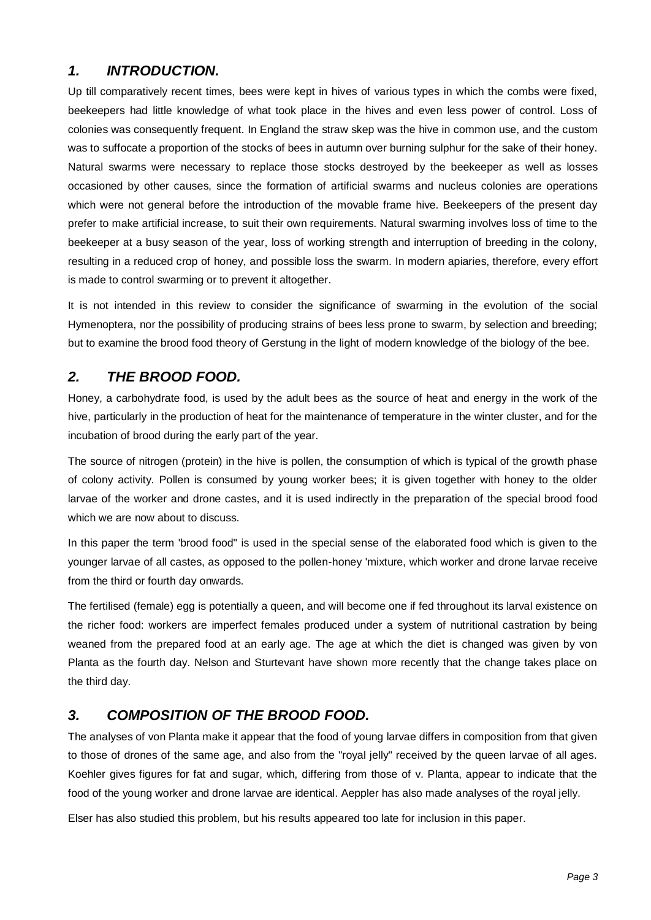## *1. INTRODUCTION.*

Up till comparatively recent times, bees were kept in hives of various types in which the combs were fixed, beekeepers had little knowledge of what took place in the hives and even less power of control. Loss of colonies was consequently frequent. In England the straw skep was the hive in common use, and the custom was to suffocate a proportion of the stocks of bees in autumn over burning sulphur for the sake of their honey. Natural swarms were necessary to replace those stocks destroyed by the beekeeper as well as losses occasioned by other causes, since the formation of artificial swarms and nucleus colonies are operations which were not general before the introduction of the movable frame hive. Beekeepers of the present day prefer to make artificial increase, to suit their own requirements. Natural swarming involves loss of time to the beekeeper at a busy season of the year, loss of working strength and interruption of breeding in the colony, resulting in a reduced crop of honey, and possible loss the swarm. In modern apiaries, therefore, every effort is made to control swarming or to prevent it altogether.

It is not intended in this review to consider the significance of swarming in the evolution of the social Hymenoptera, nor the possibility of producing strains of bees less prone to swarm, by selection and breeding; but to examine the brood food theory of Gerstung in the light of modern knowledge of the biology of the bee.

## *2. THE BROOD FOOD.*

Honey, a carbohydrate food, is used by the adult bees as the source of heat and energy in the work of the hive, particularly in the production of heat for the maintenance of temperature in the winter cluster, and for the incubation of brood during the early part of the year.

The source of nitrogen (protein) in the hive is pollen, the consumption of which is typical of the growth phase of colony activity. Pollen is consumed by young worker bees; it is given together with honey to the older larvae of the worker and drone castes, and it is used indirectly in the preparation of the special brood food which we are now about to discuss.

In this paper the term 'brood food" is used in the special sense of the elaborated food which is given to the younger larvae of all castes, as opposed to the pollen-honey 'mixture, which worker and drone larvae receive from the third or fourth day onwards.

The fertilised (female) egg is potentially a queen, and will become one if fed throughout its larval existence on the richer food: workers are imperfect females produced under a system of nutritional castration by being weaned from the prepared food at an early age. The age at which the diet is changed was given by von Planta as the fourth day. Nelson and Sturtevant have shown more recently that the change takes place on the third day.

## *3. COMPOSITION OF THE BROOD FOOD.*

The analyses of von Planta make it appear that the food of young larvae differs in composition from that given to those of drones of the same age, and also from the "royal jelly" received by the queen larvae of all ages. Koehler gives figures for fat and sugar, which, differing from those of v. Planta, appear to indicate that the food of the young worker and drone larvae are identical. Aeppler has also made analyses of the royal jelly.

Elser has also studied this problem, but his results appeared too late for inclusion in this paper.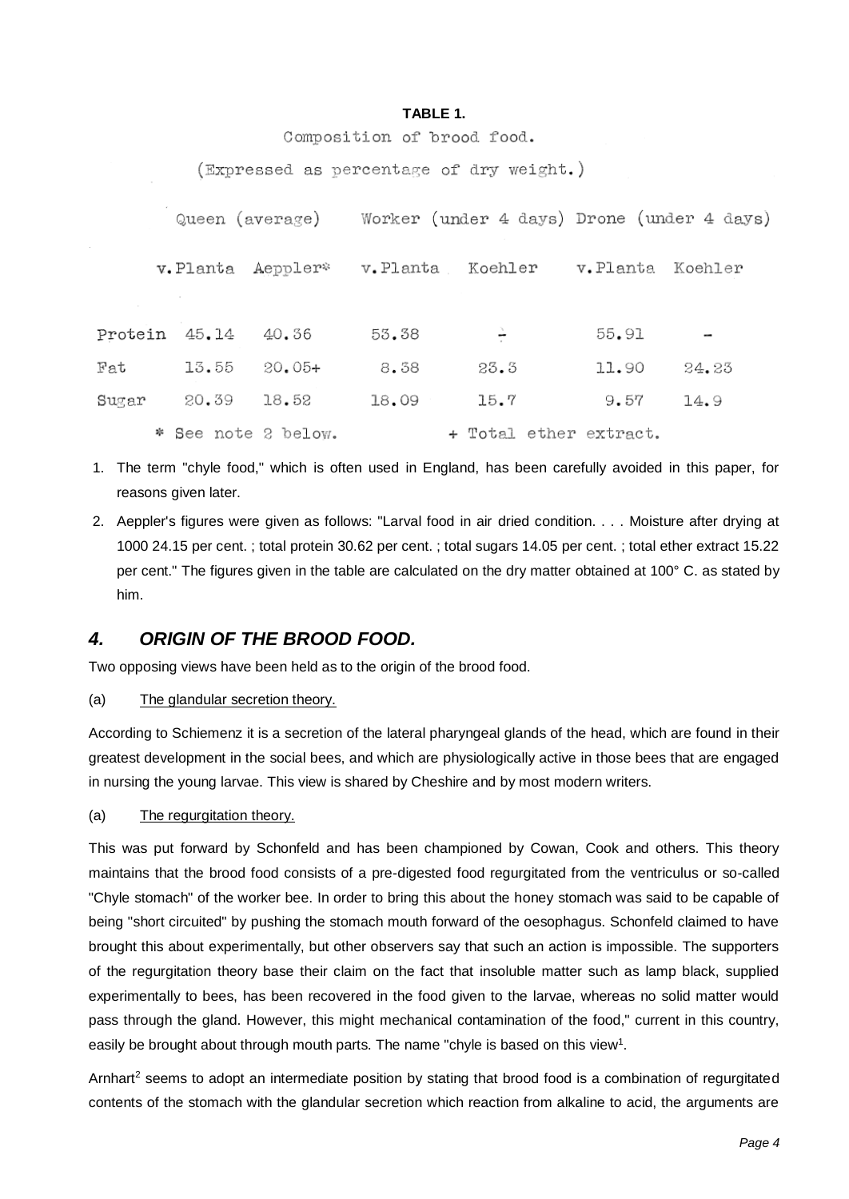**TABLE 1.**

Composition of brood food.

(Expressed as percentage of dry weight.)

| | Queen (average) | | Worker (under 4 days) | | Drone (under 4 days) | |
|---|---|---|---|---|---|---|
| | v.Planta | Aeppler* | v.Planta | Koehler | v.Planta | Koehler |
| Protein | 45.14 | 40.36 | 53.38 | - | 55.91 | - |
| Fat | 13.55 | 20.05+ | 8.38 | 23.3 | 11.90 | 24.23 |
| Sugar | 20.39 | 18.52 | 18.09 | 15.7 | 9.57 | 14.9 |

\* See note 2 below. + Total ether extract.

1. The term "chyle food," which is often used in England, has been carefully avoided in this paper, for reasons given later.
2. Aeppler's figures were given as follows: "Larval food in air dried condition. . . . Moisture after drying at 1000 24.15 per cent. ; total protein 30.62 per cent. ; total sugars 14.05 per cent. ; total ether extract 15.22 per cent." The figures given in the table are calculated on the dry matter obtained at 100° C. as stated by him.

## *4. ORIGIN OF THE BROOD FOOD.*

Two opposing views have been held as to the origin of the brood food.

(a) The glandular secretion theory.

According to Schiemenz it is a secretion of the lateral pharyngeal glands of the head, which are found in their greatest development in the social bees, and which are physiologically active in those bees that are engaged in nursing the young larvae. This view is shared by Cheshire and by most modern writers.

(a) The regurgitation theory.

This was put forward by Schonfeld and has been championed by Cowan, Cook and others. This theory maintains that the brood food consists of a pre-digested food regurgitated from the ventriculus or so-called "Chyle stomach" of the worker bee. In order to bring this about the honey stomach was said to be capable of being "short circuited" by pushing the stomach mouth forward of the oesophagus. Schonfeld claimed to have brought this about experimentally, but other observers say that such an action is impossible. The supporters of the regurgitation theory base their claim on the fact that insoluble matter such as lamp black, supplied experimentally to bees, has been recovered in the food given to the larvae, whereas no solid matter would pass through the gland. However, this might mechanical contamination of the food," current in this country, easily be brought about through mouth parts. The name "chyle is based on this view[1].

Arnhart[2] seems to adopt an intermediate position by stating that brood food is a combination of regurgitated contents of the stomach with the glandular secretion which reaction from alkaline to acid, the arguments are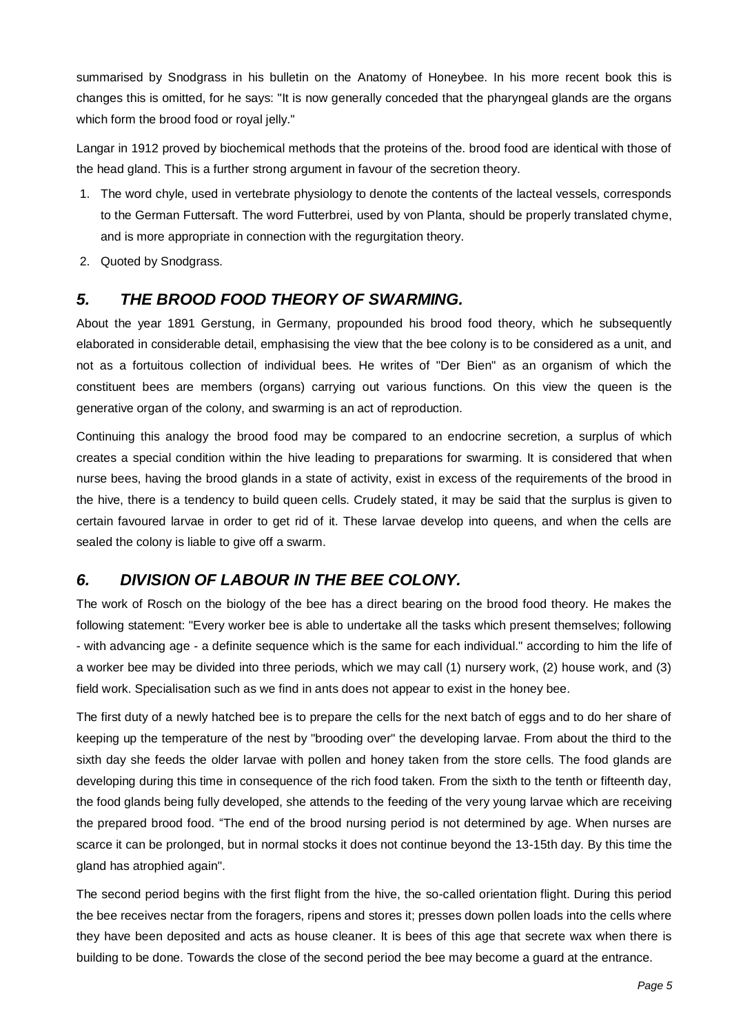summarised by Snodgrass in his bulletin on the Anatomy of Honeybee. In his more recent book this is changes this is omitted, for he says: "It is now generally conceded that the pharyngeal glands are the organs which form the brood food or royal jelly."

Langar in 1912 proved by biochemical methods that the proteins of the. brood food are identical with those of the head gland. This is a further strong argument in favour of the secretion theory.

1. The word chyle, used in vertebrate physiology to denote the contents of the lacteal vessels, corresponds to the German Futtersaft. The word Futterbrei, used by von Planta, should be properly translated chyme, and is more appropriate in connection with the regurgitation theory.
2. Quoted by Snodgrass.

## *5. THE BROOD FOOD THEORY OF SWARMING.*

About the year 1891 Gerstung, in Germany, propounded his brood food theory, which he subsequently elaborated in considerable detail, emphasising the view that the bee colony is to be considered as a unit, and not as a fortuitous collection of individual bees. He writes of "Der Bien" as an organism of which the constituent bees are members (organs) carrying out various functions. On this view the queen is the generative organ of the colony, and swarming is an act of reproduction.

Continuing this analogy the brood food may be compared to an endocrine secretion, a surplus of which creates a special condition within the hive leading to preparations for swarming. It is considered that when nurse bees, having the brood glands in a state of activity, exist in excess of the requirements of the brood in the hive, there is a tendency to build queen cells. Crudely stated, it may be said that the surplus is given to certain favoured larvae in order to get rid of it. These larvae develop into queens, and when the cells are sealed the colony is liable to give off a swarm.

## *6. DIVISION OF LABOUR IN THE BEE COLONY.*

The work of Rosch on the biology of the bee has a direct bearing on the brood food theory. He makes the following statement: "Every worker bee is able to undertake all the tasks which present themselves; following - with advancing age - a definite sequence which is the same for each individual." according to him the life of a worker bee may be divided into three periods, which we may call (1) nursery work, (2) house work, and (3) field work. Specialisation such as we find in ants does not appear to exist in the honey bee.

The first duty of a newly hatched bee is to prepare the cells for the next batch of eggs and to do her share of keeping up the temperature of the nest by "brooding over" the developing larvae. From about the third to the sixth day she feeds the older larvae with pollen and honey taken from the store cells. The food glands are developing during this time in consequence of the rich food taken. From the sixth to the tenth or fifteenth day, the food glands being fully developed, she attends to the feeding of the very young larvae which are receiving the prepared brood food. "The end of the brood nursing period is not determined by age. When nurses are scarce it can be prolonged, but in normal stocks it does not continue beyond the 13-15th day. By this time the gland has atrophied again".

The second period begins with the first flight from the hive, the so-called orientation flight. During this period the bee receives nectar from the foragers, ripens and stores it; presses down pollen loads into the cells where they have been deposited and acts as house cleaner. It is bees of this age that secrete wax when there is building to be done. Towards the close of the second period the bee may become a guard at the entrance.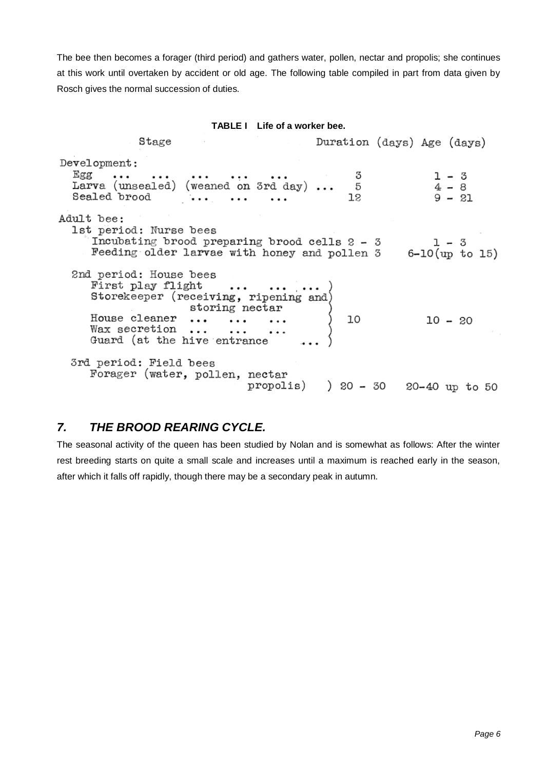The bee then becomes a forager (third period) and gathers water, pollen, nectar and propolis; she continues at this work until overtaken by accident or old age. The following table compiled in part from data given by Rosch gives the normal succession of duties.

**TABLE I Life of a worker bee.**

| Stage | Duration (days) | Age (days) |
|---|---|---|
| **Development:** | | |
| Egg ... ... ... ... ... | 3 | 1 - 3 |
| Larva (unsealed) (weaned on 3rd day) ... | 5 | 4 - 8 |
| Sealed brood ... ... ... | 12 | 9 - 21 |
| **Adult bee:** | | |
| 1st period: Nurse bees | | |
| Incubating brood preparing brood cells | 2 - 3 | 1 - 3 |
| Feeding older larvae with honey and pollen | 3 | 6-10 (up to 15) |
| 2nd period: House bees | | |
| First play flight ... ... ... | | |
| Storekeeper (receiving, ripening and storing nectar | | |
| House cleaner ... ... ... | 10 | 10 - 20 |
| Wax secretion ... ... ... | | |
| Guard (at the hive entrance ... | | |
| 3rd period: Field bees | | |
| Forager (water, pollen, nectar propolis) | 20 - 30 | 20-40 up to 50 |

## *7. THE BROOD REARING CYCLE.*

The seasonal activity of the queen has been studied by Nolan and is somewhat as follows: After the winter rest breeding starts on quite a small scale and increases until a maximum is reached early in the season, after which it falls off rapidly, though there may be a secondary peak in autumn.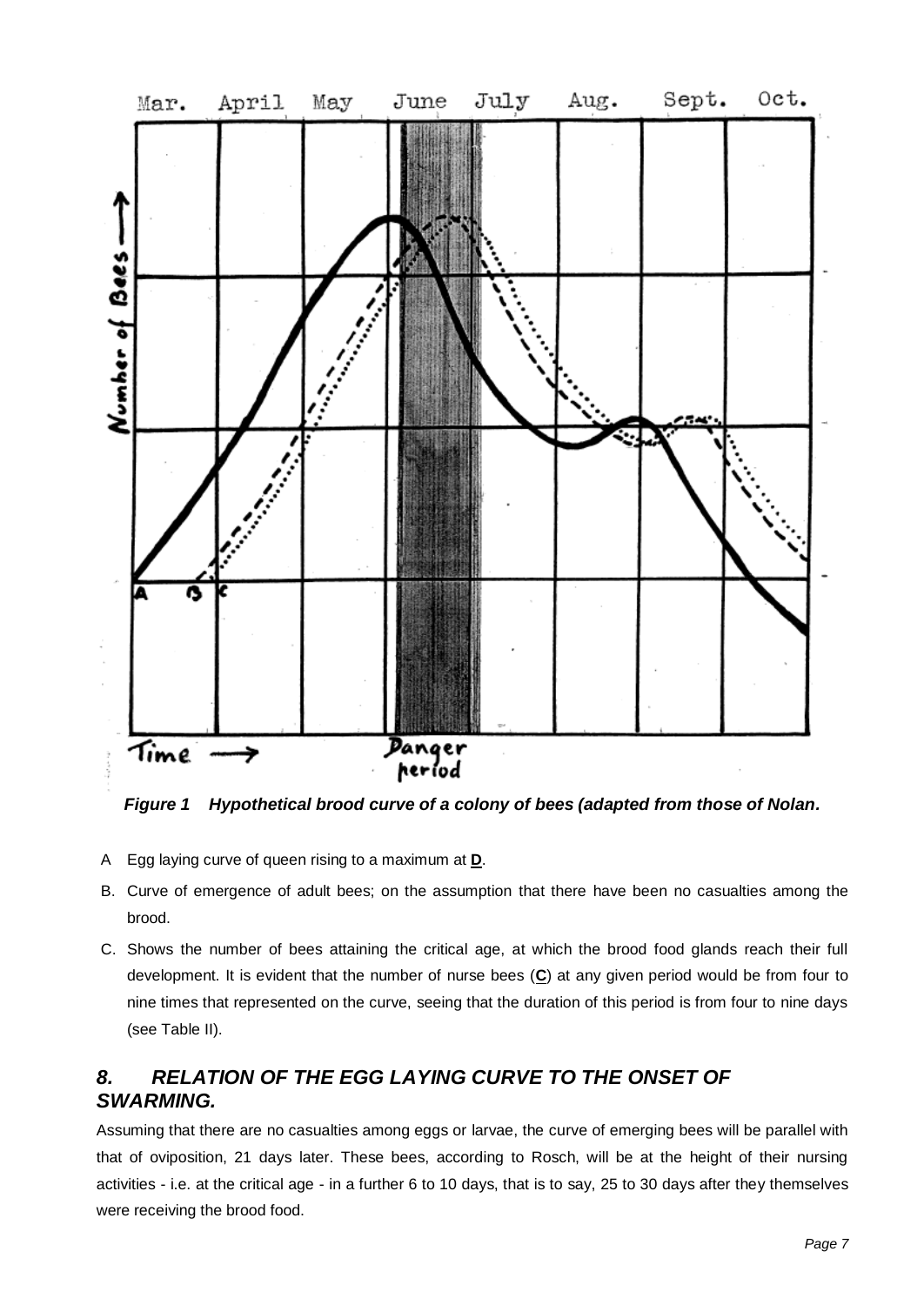*Figure 1 Hypothetical brood curve of a colony of bees (adapted from those of Nolan.*

A Egg laying curve of queen rising to a maximum at **D**.

B. Curve of emergence of adult bees; on the assumption that there have been no casualties among the brood.

C. Shows the number of bees attaining the critical age, at which the brood food glands reach their full development. It is evident that the number of nurse bees (**C**) at any given period would be from four to nine times that represented on the curve, seeing that the duration of this period is from four to nine days (see Table II).

## *8. RELATION OF THE EGG LAYING CURVE TO THE ONSET OF SWARMING.*

Assuming that there are no casualties among eggs or larvae, the curve of emerging bees will be parallel with that of oviposition, 21 days later. These bees, according to Rosch, will be at the height of their nursing activities - i.e. at the critical age - in a further 6 to 10 days, that is to say, 25 to 30 days after they themselves were receiving the brood food.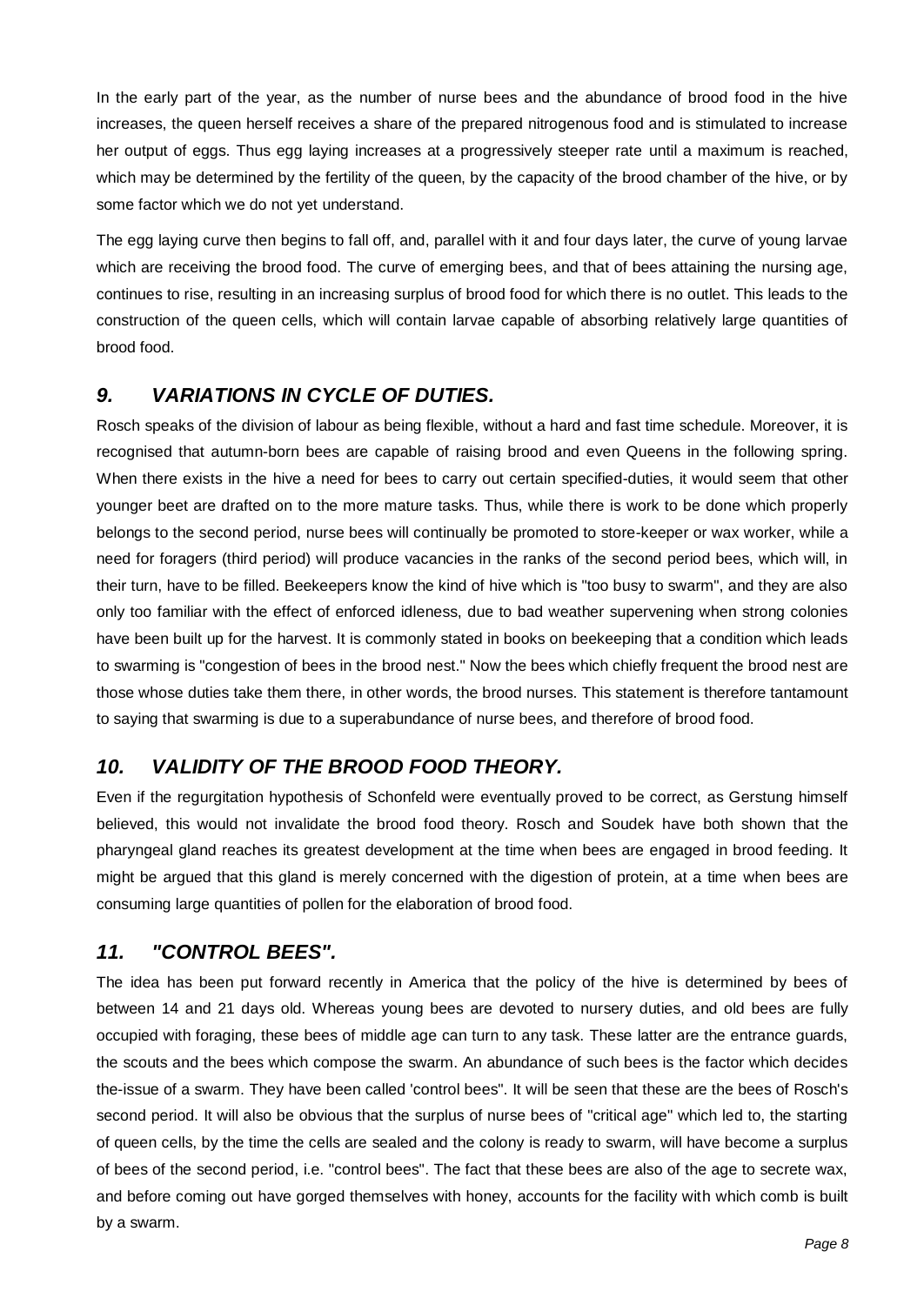In the early part of the year, as the number of nurse bees and the abundance of brood food in the hive increases, the queen herself receives a share of the prepared nitrogenous food and is stimulated to increase her output of eggs. Thus egg laying increases at a progressively steeper rate until a maximum is reached, which may be determined by the fertility of the queen, by the capacity of the brood chamber of the hive, or by some factor which we do not yet understand.

The egg laying curve then begins to fall off, and, parallel with it and four days later, the curve of young larvae which are receiving the brood food. The curve of emerging bees, and that of bees attaining the nursing age, continues to rise, resulting in an increasing surplus of brood food for which there is no outlet. This leads to the construction of the queen cells, which will contain larvae capable of absorbing relatively large quantities of brood food.

## *9. VARIATIONS IN CYCLE OF DUTIES.*

Rosch speaks of the division of labour as being flexible, without a hard and fast time schedule. Moreover, it is recognised that autumn-born bees are capable of raising brood and even Queens in the following spring. When there exists in the hive a need for bees to carry out certain specified-duties, it would seem that other younger beet are drafted on to the more mature tasks. Thus, while there is work to be done which properly belongs to the second period, nurse bees will continually be promoted to store-keeper or wax worker, while a need for foragers (third period) will produce vacancies in the ranks of the second period bees, which will, in their turn, have to be filled. Beekeepers know the kind of hive which is "too busy to swarm", and they are also only too familiar with the effect of enforced idleness, due to bad weather supervening when strong colonies have been built up for the harvest. It is commonly stated in books on beekeeping that a condition which leads to swarming is "congestion of bees in the brood nest." Now the bees which chiefly frequent the brood nest are those whose duties take them there, in other words, the brood nurses. This statement is therefore tantamount to saying that swarming is due to a superabundance of nurse bees, and therefore of brood food.

## *10. VALIDITY OF THE BROOD FOOD THEORY.*

Even if the regurgitation hypothesis of Schonfeld were eventually proved to be correct, as Gerstung himself believed, this would not invalidate the brood food theory. Rosch and Soudek have both shown that the pharyngeal gland reaches its greatest development at the time when bees are engaged in brood feeding. It might be argued that this gland is merely concerned with the digestion of protein, at a time when bees are consuming large quantities of pollen for the elaboration of brood food.

## *11. "CONTROL BEES".*

The idea has been put forward recently in America that the policy of the hive is determined by bees of between 14 and 21 days old. Whereas young bees are devoted to nursery duties, and old bees are fully occupied with foraging, these bees of middle age can turn to any task. These latter are the entrance guards, the scouts and the bees which compose the swarm. An abundance of such bees is the factor which decides the-issue of a swarm. They have been called 'control bees". It will be seen that these are the bees of Rosch's second period. It will also be obvious that the surplus of nurse bees of "critical age" which led to, the starting of queen cells, by the time the cells are sealed and the colony is ready to swarm, will have become a surplus of bees of the second period, i.e. "control bees". The fact that these bees are also of the age to secrete wax, and before coming out have gorged themselves with honey, accounts for the facility with which comb is built by a swarm.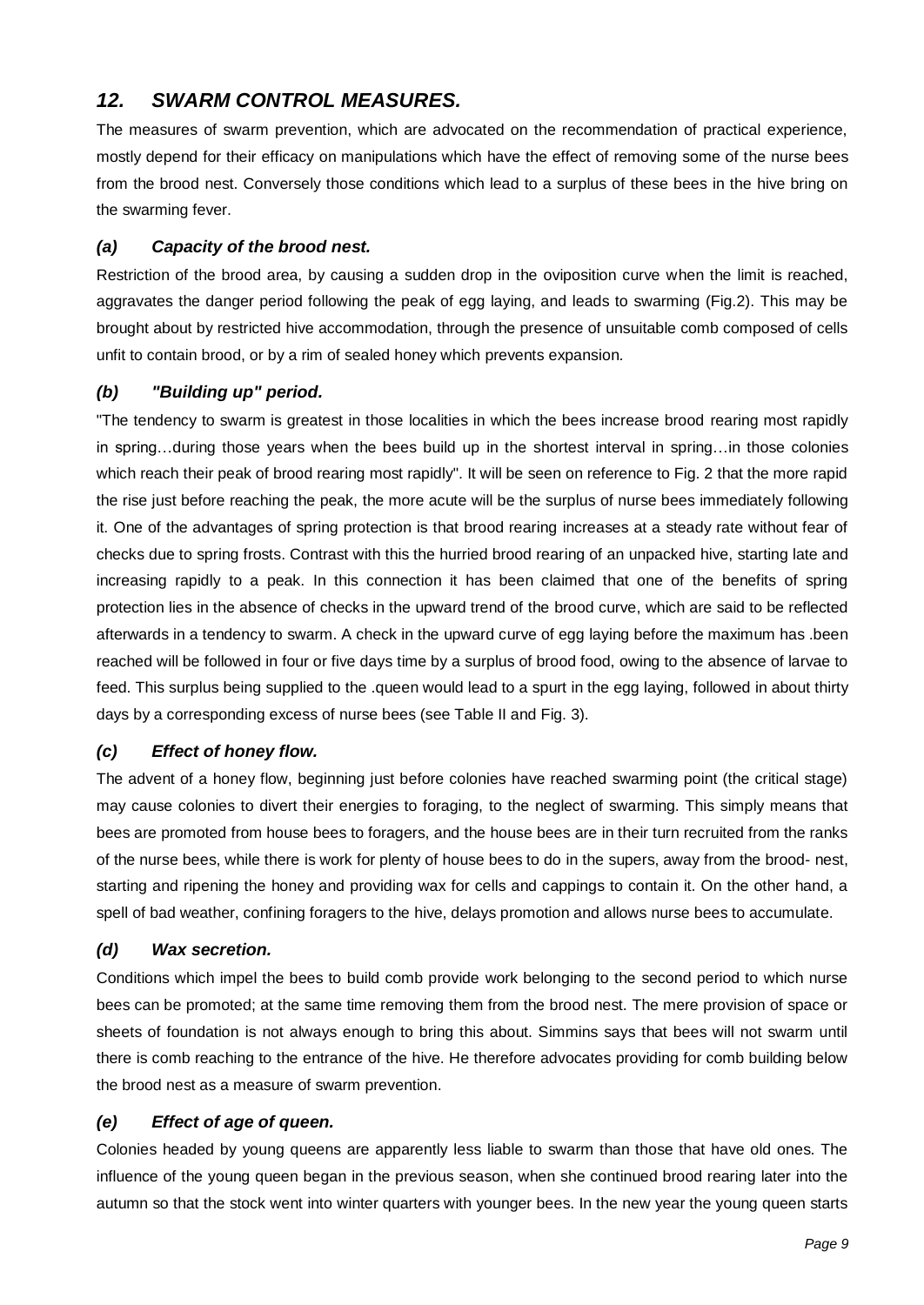## *12. SWARM CONTROL MEASURES.*

The measures of swarm prevention, which are advocated on the recommendation of practical experience, mostly depend for their efficacy on manipulations which have the effect of removing some of the nurse bees from the brood nest. Conversely those conditions which lead to a surplus of these bees in the hive bring on the swarming fever.

### *(a) Capacity of the brood nest.*

Restriction of the brood area, by causing a sudden drop in the oviposition curve when the limit is reached, aggravates the danger period following the peak of egg laying, and leads to swarming (Fig.2). This may be brought about by restricted hive accommodation, through the presence of unsuitable comb composed of cells unfit to contain brood, or by a rim of sealed honey which prevents expansion.

### *(b) "Building up" period.*

"The tendency to swarm is greatest in those localities in which the bees increase brood rearing most rapidly in spring…during those years when the bees build up in the shortest interval in spring…in those colonies which reach their peak of brood rearing most rapidly". It will be seen on reference to Fig. 2 that the more rapid the rise just before reaching the peak, the more acute will be the surplus of nurse bees immediately following it. One of the advantages of spring protection is that brood rearing increases at a steady rate without fear of checks due to spring frosts. Contrast with this the hurried brood rearing of an unpacked hive, starting late and increasing rapidly to a peak. In this connection it has been claimed that one of the benefits of spring protection lies in the absence of checks in the upward trend of the brood curve, which are said to be reflected afterwards in a tendency to swarm. A check in the upward curve of egg laying before the maximum has .been reached will be followed in four or five days time by a surplus of brood food, owing to the absence of larvae to feed. This surplus being supplied to the .queen would lead to a spurt in the egg laying, followed in about thirty days by a corresponding excess of nurse bees (see Table II and Fig. 3).

### *(c) Effect of honey flow.*

The advent of a honey flow, beginning just before colonies have reached swarming point (the critical stage) may cause colonies to divert their energies to foraging, to the neglect of swarming. This simply means that bees are promoted from house bees to foragers, and the house bees are in their turn recruited from the ranks of the nurse bees, while there is work for plenty of house bees to do in the supers, away from the brood- nest, starting and ripening the honey and providing wax for cells and cappings to contain it. On the other hand, a spell of bad weather, confining foragers to the hive, delays promotion and allows nurse bees to accumulate.

### *(d) Wax secretion.*

Conditions which impel the bees to build comb provide work belonging to the second period to which nurse bees can be promoted; at the same time removing them from the brood nest. The mere provision of space or sheets of foundation is not always enough to bring this about. Simmins says that bees will not swarm until there is comb reaching to the entrance of the hive. He therefore advocates providing for comb building below the brood nest as a measure of swarm prevention.

### *(e) Effect of age of queen.*

Colonies headed by young queens are apparently less liable to swarm than those that have old ones. The influence of the young queen began in the previous season, when she continued brood rearing later into the autumn so that the stock went into winter quarters with younger bees. In the new year the young queen starts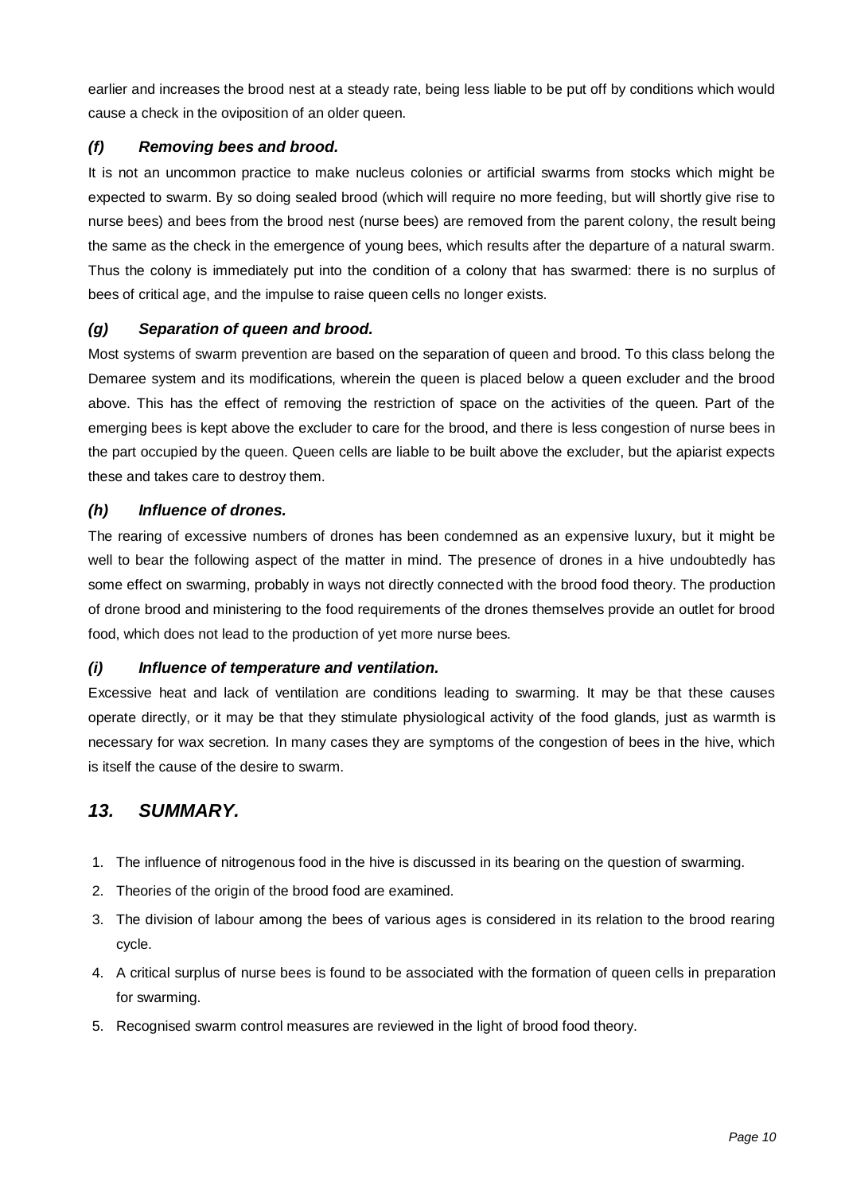earlier and increases the brood nest at a steady rate, being less liable to be put off by conditions which would cause a check in the oviposition of an older queen.

### *(f) Removing bees and brood.*

It is not an uncommon practice to make nucleus colonies or artificial swarms from stocks which might be expected to swarm. By so doing sealed brood (which will require no more feeding, but will shortly give rise to nurse bees) and bees from the brood nest (nurse bees) are removed from the parent colony, the result being the same as the check in the emergence of young bees, which results after the departure of a natural swarm. Thus the colony is immediately put into the condition of a colony that has swarmed: there is no surplus of bees of critical age, and the impulse to raise queen cells no longer exists.

### *(g) Separation of queen and brood.*

Most systems of swarm prevention are based on the separation of queen and brood. To this class belong the Demaree system and its modifications, wherein the queen is placed below a queen excluder and the brood above. This has the effect of removing the restriction of space on the activities of the queen. Part of the emerging bees is kept above the excluder to care for the brood, and there is less congestion of nurse bees in the part occupied by the queen. Queen cells are liable to be built above the excluder, but the apiarist expects these and takes care to destroy them.

### *(h) Influence of drones.*

The rearing of excessive numbers of drones has been condemned as an expensive luxury, but it might be well to bear the following aspect of the matter in mind. The presence of drones in a hive undoubtedly has some effect on swarming, probably in ways not directly connected with the brood food theory. The production of drone brood and ministering to the food requirements of the drones themselves provide an outlet for brood food, which does not lead to the production of yet more nurse bees.

### *(i) Influence of temperature and ventilation.*

Excessive heat and lack of ventilation are conditions leading to swarming. It may be that these causes operate directly, or it may be that they stimulate physiological activity of the food glands, just as warmth is necessary for wax secretion. In many cases they are symptoms of the congestion of bees in the hive, which is itself the cause of the desire to swarm.

## *13. SUMMARY.*

1. The influence of nitrogenous food in the hive is discussed in its bearing on the question of swarming.
2. Theories of the origin of the brood food are examined.
3. The division of labour among the bees of various ages is considered in its relation to the brood rearing cycle.
4. A critical surplus of nurse bees is found to be associated with the formation of queen cells in preparation for swarming.
5. Recognised swarm control measures are reviewed in the light of brood food theory.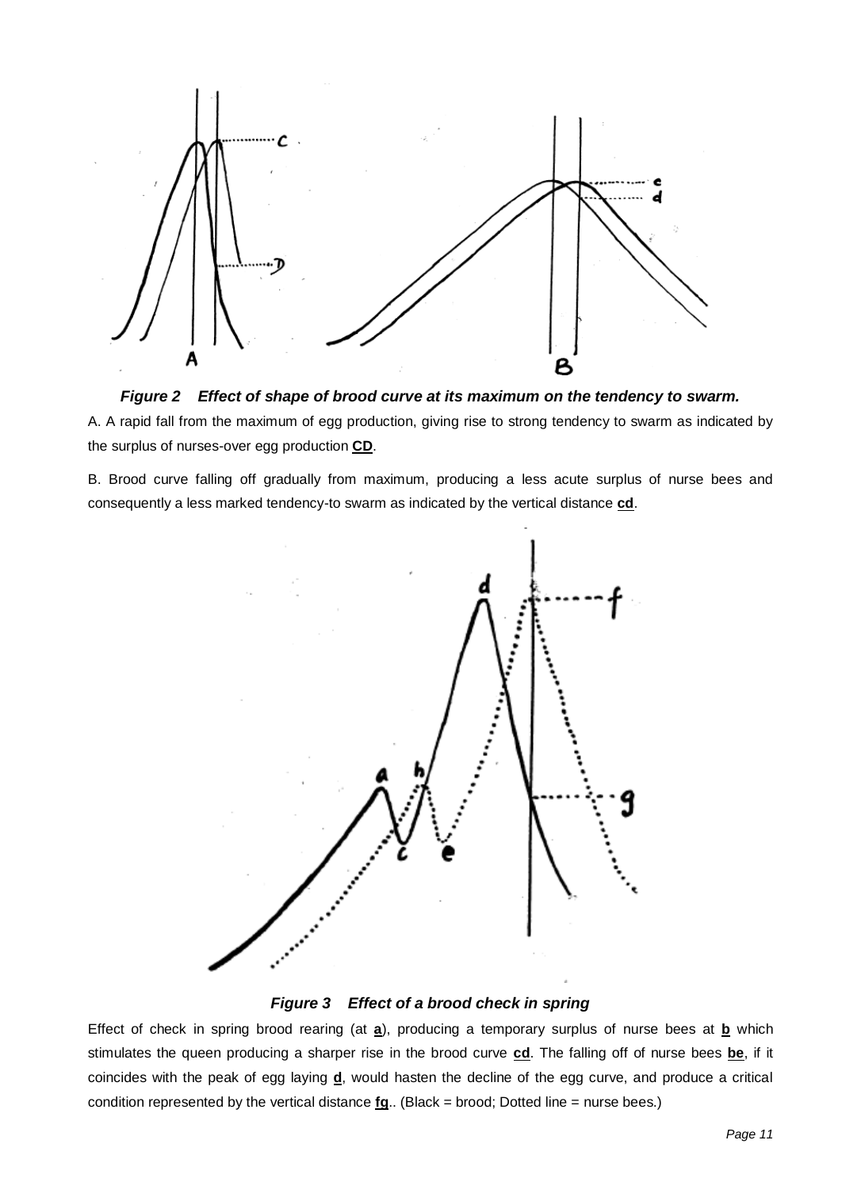C

D

A

e

d

B

***Figure 2 Effect of shape of brood curve at its maximum on the tendency to swarm.***

A. A rapid fall from the maximum of egg production, giving rise to strong tendency to swarm as indicated by the surplus of nurses-over egg production **CD**.

B. Brood curve falling off gradually from maximum, producing a less acute surplus of nurse bees and consequently a less marked tendency-to swarm as indicated by the vertical distance **cd**.

d

f

a

h

c

e

g

***Figure 3 Effect of a brood check in spring***

Effect of check in spring brood rearing (at **a**), producing a temporary surplus of nurse bees at **b** which stimulates the queen producing a sharper rise in the brood curve **cd**. The falling off of nurse bees **be**, if it coincides with the peak of egg laying **d**, would hasten the decline of the egg curve, and produce a critical condition represented by the vertical distance **fg**.. (Black = brood; Dotted line = nurse bees.)